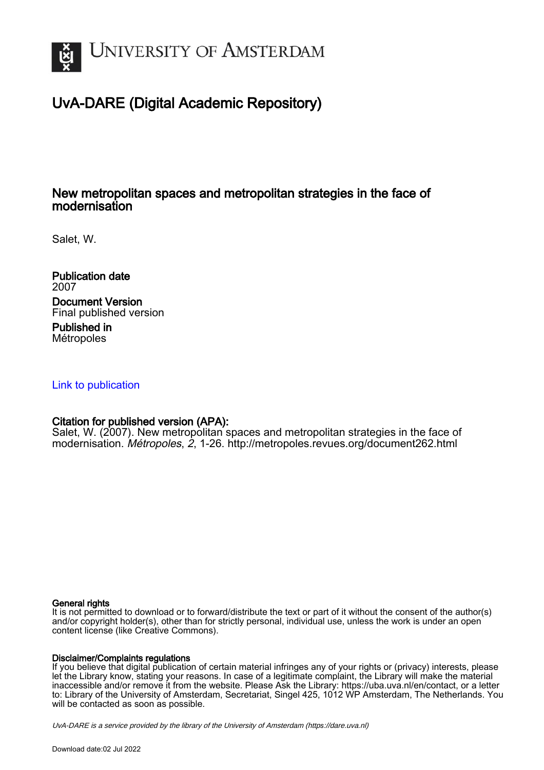# UvA-DARE (Digital Academic Repository)

## New metropolitan spaces and metropolitan strategies in the face of modernisation

Salet, W.

**Publication date**
2007

**Document Version**
Final published version

**Published in**
Métropoles

[Link to publication](#)

**Citation for published version (APA):**
Salet, W. (2007). New metropolitan spaces and metropolitan strategies in the face of modernisation. *Métropoles*, *2*, 1-26. http://metropoles.revues.org/document262.html

**General rights**
It is not permitted to download or to forward/distribute the text or part of it without the consent of the author(s) and/or copyright holder(s), other than for strictly personal, individual use, unless the work is under an open content license (like Creative Commons).

**Disclaimer/Complaints regulations**
If you believe that digital publication of certain material infringes any of your rights or (privacy) interests, please let the Library know, stating your reasons. In case of a legitimate complaint, the Library will make the material inaccessible and/or remove it from the website. Please Ask the Library: https://uba.uva.nl/en/contact, or a letter to: Library of the University of Amsterdam, Secretariat, Singel 425, 1012 WP Amsterdam, The Netherlands. You will be contacted as soon as possible.

*UvA-DARE is a service provided by the library of the University of Amsterdam (https://dare.uva.nl)*

Download date:02 Jul 2022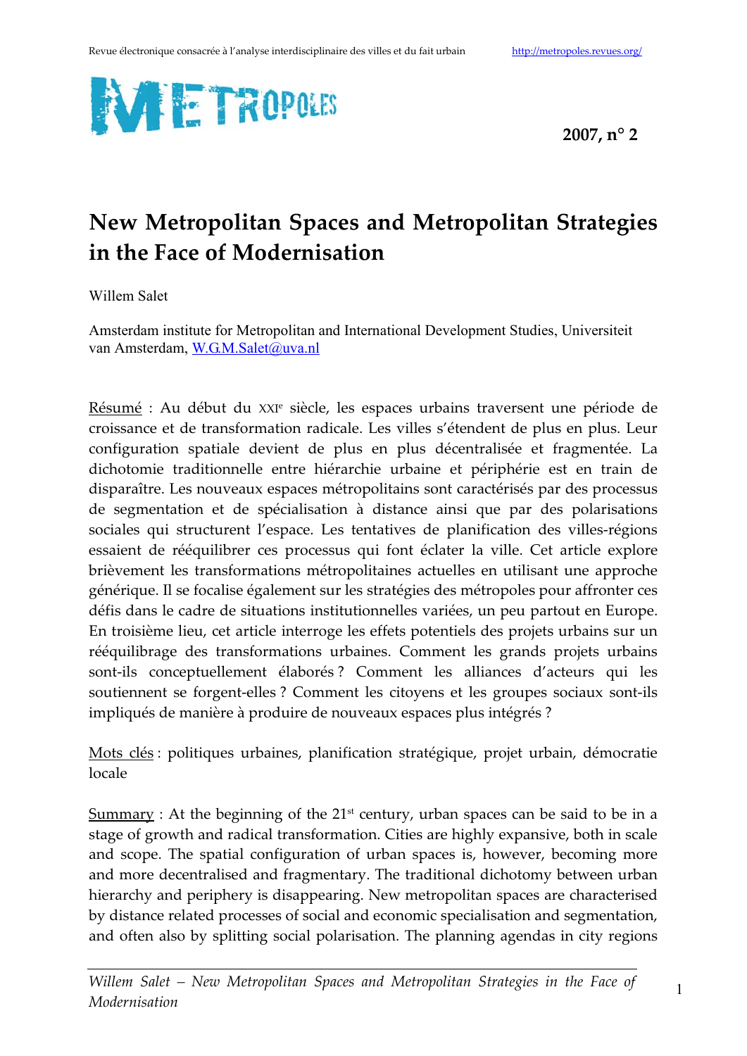Revue électronique consacrée à l'analyse interdisciplinaire des villes et du fait urbain http://metropoles.revues.org/

METROPOLES

**2007, n° 2**

# New Metropolitan Spaces and Metropolitan Strategies in the Face of Modernisation

Willem Salet

Amsterdam institute for Metropolitan and International Development Studies, Universiteit van Amsterdam, W.G.M.Salet@uva.nl

Résumé : Au début du XXIe siècle, les espaces urbains traversent une période de croissance et de transformation radicale. Les villes s'étendent de plus en plus. Leur configuration spatiale devient de plus en plus décentralisée et fragmentée. La dichotomie traditionnelle entre hiérarchie urbaine et périphérie est en train de disparaître. Les nouveaux espaces métropolitains sont caractérisés par des processus de segmentation et de spécialisation à distance ainsi que par des polarisations sociales qui structurent l'espace. Les tentatives de planification des villes-régions essaient de rééquilibrer ces processus qui font éclater la ville. Cet article explore brièvement les transformations métropolitaines actuelles en utilisant une approche générique. Il se focalise également sur les stratégies des métropoles pour affronter ces défis dans le cadre de situations institutionnelles variées, un peu partout en Europe. En troisième lieu, cet article interroge les effets potentiels des projets urbains sur un rééquilibrage des transformations urbaines. Comment les grands projets urbains sont-ils conceptuellement élaborés ? Comment les alliances d'acteurs qui les soutiennent se forgent-elles ? Comment les citoyens et les groupes sociaux sont-ils impliqués de manière à produire de nouveaux espaces plus intégrés ?

Mots clés : politiques urbaines, planification stratégique, projet urbain, démocratie locale

Summary : At the beginning of the 21st century, urban spaces can be said to be in a stage of growth and radical transformation. Cities are highly expansive, both in scale and scope. The spatial configuration of urban spaces is, however, becoming more and more decentralised and fragmentary. The traditional dichotomy between urban hierarchy and periphery is disappearing. New metropolitan spaces are characterised by distance related processes of social and economic specialisation and segmentation, and often also by splitting social polarisation. The planning agendas in city regions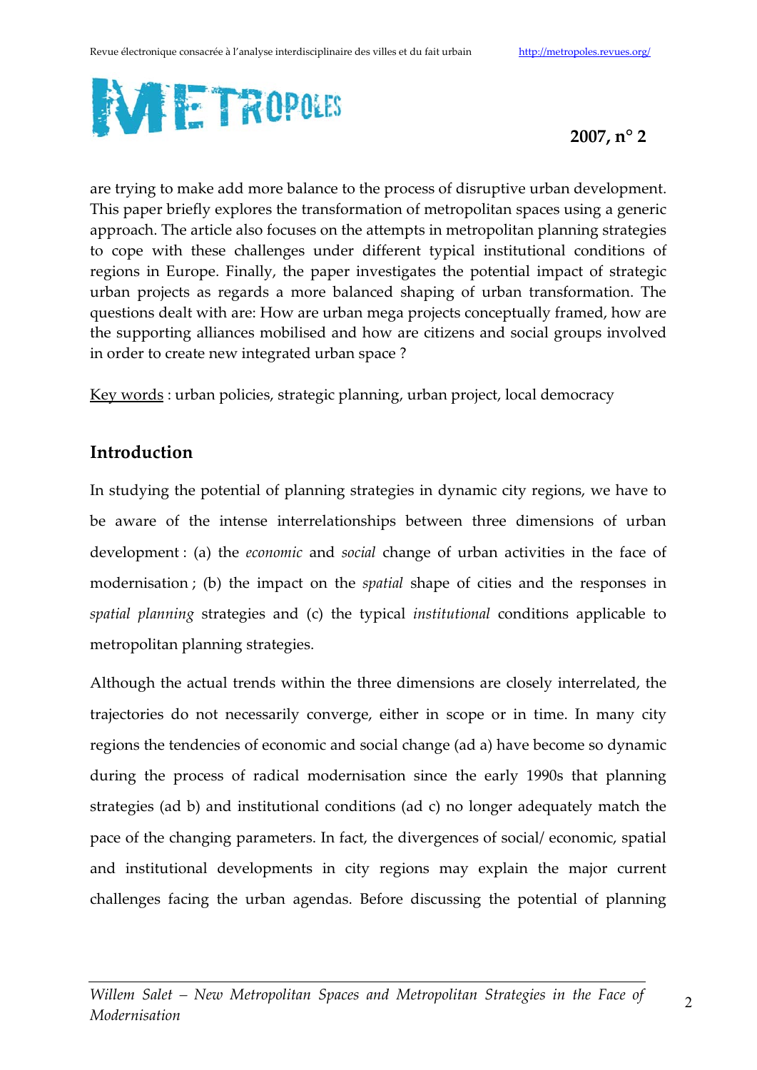are trying to make add more balance to the process of disruptive urban development. This paper briefly explores the transformation of metropolitan spaces using a generic approach. The article also focuses on the attempts in metropolitan planning strategies to cope with these challenges under different typical institutional conditions of regions in Europe. Finally, the paper investigates the potential impact of strategic urban projects as regards a more balanced shaping of urban transformation. The questions dealt with are: How are urban mega projects conceptually framed, how are the supporting alliances mobilised and how are citizens and social groups involved in order to create new integrated urban space ?

Key words : urban policies, strategic planning, urban project, local democracy

## Introduction

In studying the potential of planning strategies in dynamic city regions, we have to be aware of the intense interrelationships between three dimensions of urban development : (a) the *economic* and *social* change of urban activities in the face of modernisation ; (b) the impact on the *spatial* shape of cities and the responses in *spatial planning* strategies and (c) the typical *institutional* conditions applicable to metropolitan planning strategies.

Although the actual trends within the three dimensions are closely interrelated, the trajectories do not necessarily converge, either in scope or in time. In many city regions the tendencies of economic and social change (ad a) have become so dynamic during the process of radical modernisation since the early 1990s that planning strategies (ad b) and institutional conditions (ad c) no longer adequately match the pace of the changing parameters. In fact, the divergences of social/ economic, spatial and institutional developments in city regions may explain the major current challenges facing the urban agendas. Before discussing the potential of planning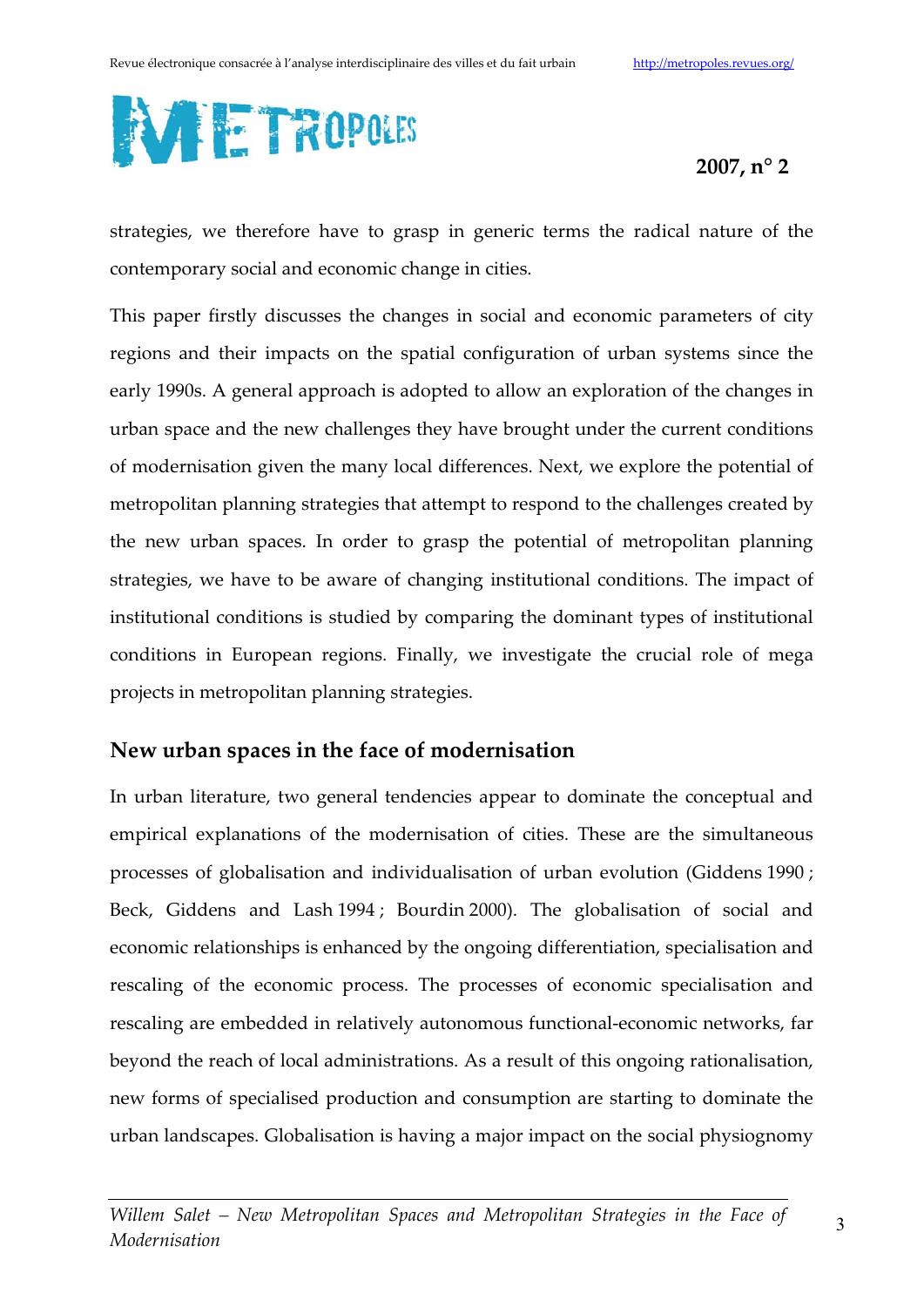strategies, we therefore have to grasp in generic terms the radical nature of the contemporary social and economic change in cities.

This paper firstly discusses the changes in social and economic parameters of city regions and their impacts on the spatial configuration of urban systems since the early 1990s. A general approach is adopted to allow an exploration of the changes in urban space and the new challenges they have brought under the current conditions of modernisation given the many local differences. Next, we explore the potential of metropolitan planning strategies that attempt to respond to the challenges created by the new urban spaces. In order to grasp the potential of metropolitan planning strategies, we have to be aware of changing institutional conditions. The impact of institutional conditions is studied by comparing the dominant types of institutional conditions in European regions. Finally, we investigate the crucial role of mega projects in metropolitan planning strategies.

## New urban spaces in the face of modernisation

In urban literature, two general tendencies appear to dominate the conceptual and empirical explanations of the modernisation of cities. These are the simultaneous processes of globalisation and individualisation of urban evolution (Giddens 1990 ; Beck, Giddens and Lash 1994 ; Bourdin 2000). The globalisation of social and economic relationships is enhanced by the ongoing differentiation, specialisation and rescaling of the economic process. The processes of economic specialisation and rescaling are embedded in relatively autonomous functional-economic networks, far beyond the reach of local administrations. As a result of this ongoing rationalisation, new forms of specialised production and consumption are starting to dominate the urban landscapes. Globalisation is having a major impact on the social physiognomy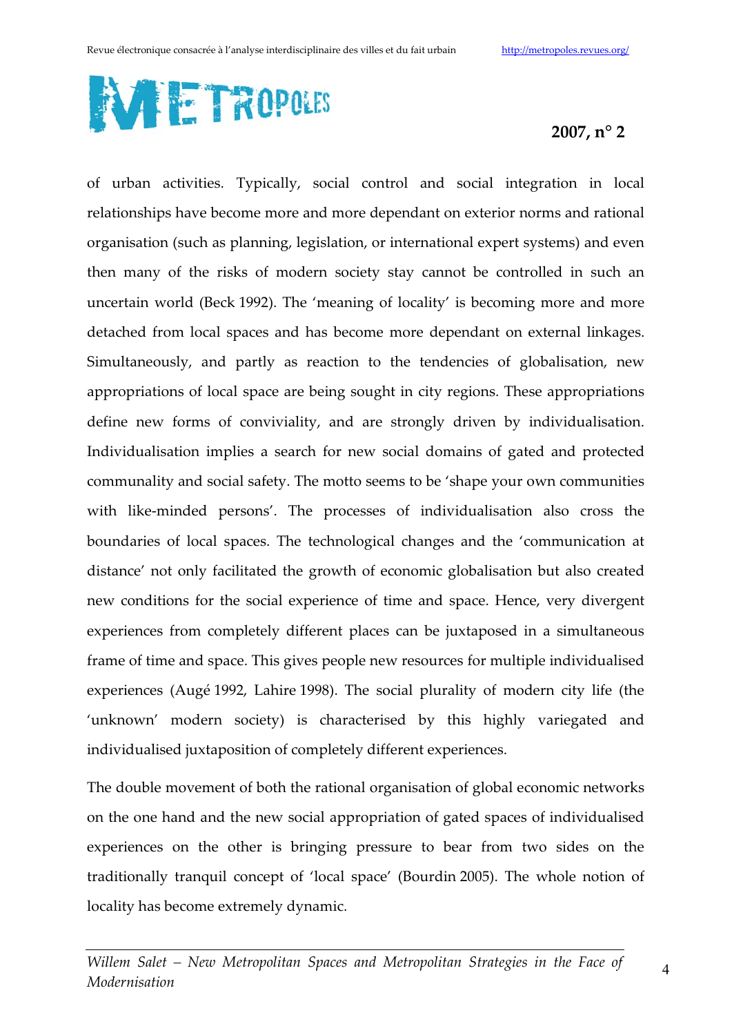of urban activities. Typically, social control and social integration in local relationships have become more and more dependant on exterior norms and rational organisation (such as planning, legislation, or international expert systems) and even then many of the risks of modern society stay cannot be controlled in such an uncertain world (Beck 1992). The 'meaning of locality' is becoming more and more detached from local spaces and has become more dependant on external linkages. Simultaneously, and partly as reaction to the tendencies of globalisation, new appropriations of local space are being sought in city regions. These appropriations define new forms of conviviality, and are strongly driven by individualisation. Individualisation implies a search for new social domains of gated and protected communality and social safety. The motto seems to be 'shape your own communities with like-minded persons'. The processes of individualisation also cross the boundaries of local spaces. The technological changes and the 'communication at distance' not only facilitated the growth of economic globalisation but also created new conditions for the social experience of time and space. Hence, very divergent experiences from completely different places can be juxtaposed in a simultaneous frame of time and space. This gives people new resources for multiple individualised experiences (Augé 1992, Lahire 1998). The social plurality of modern city life (the 'unknown' modern society) is characterised by this highly variegated and individualised juxtaposition of completely different experiences.

The double movement of both the rational organisation of global economic networks on the one hand and the new social appropriation of gated spaces of individualised experiences on the other is bringing pressure to bear from two sides on the traditionally tranquil concept of 'local space' (Bourdin 2005). The whole notion of locality has become extremely dynamic.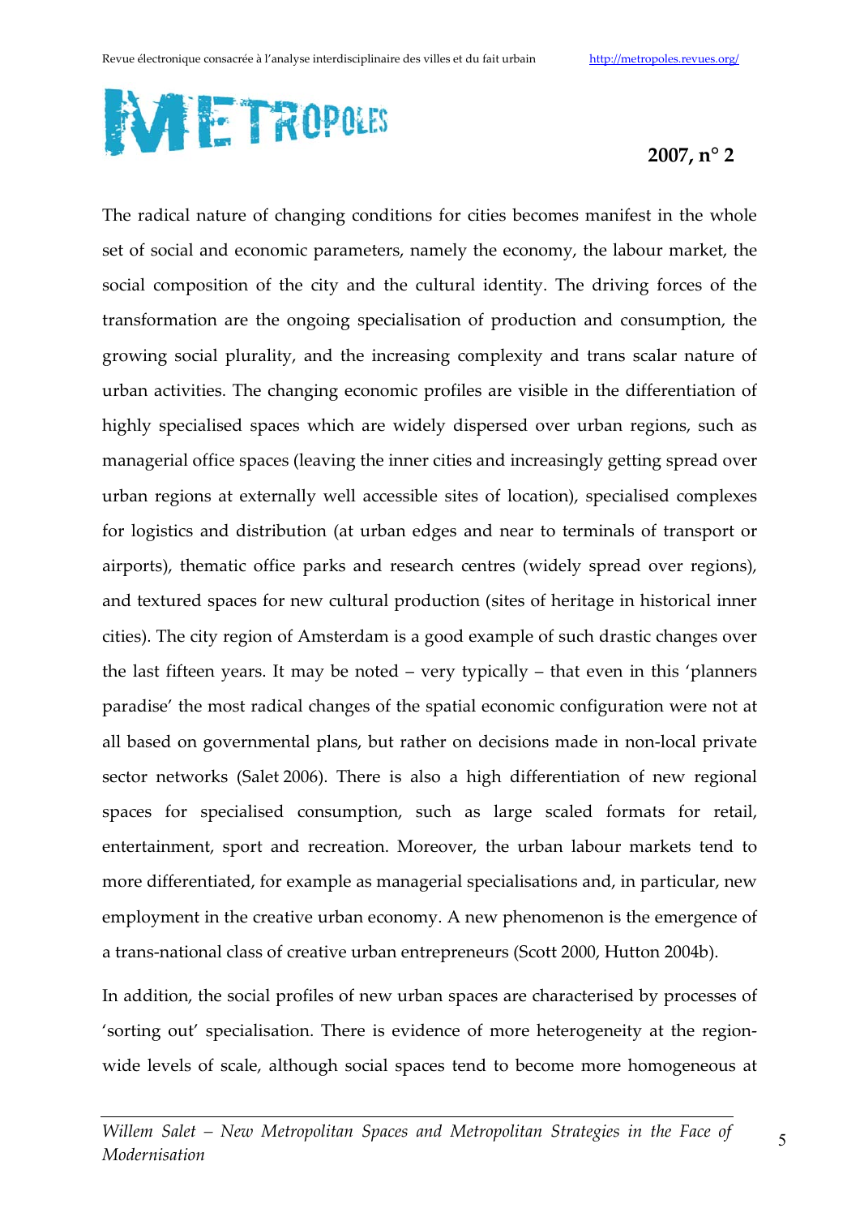The radical nature of changing conditions for cities becomes manifest in the whole set of social and economic parameters, namely the economy, the labour market, the social composition of the city and the cultural identity. The driving forces of the transformation are the ongoing specialisation of production and consumption, the growing social plurality, and the increasing complexity and trans scalar nature of urban activities. The changing economic profiles are visible in the differentiation of highly specialised spaces which are widely dispersed over urban regions, such as managerial office spaces (leaving the inner cities and increasingly getting spread over urban regions at externally well accessible sites of location), specialised complexes for logistics and distribution (at urban edges and near to terminals of transport or airports), thematic office parks and research centres (widely spread over regions), and textured spaces for new cultural production (sites of heritage in historical inner cities). The city region of Amsterdam is a good example of such drastic changes over the last fifteen years. It may be noted – very typically – that even in this 'planners paradise' the most radical changes of the spatial economic configuration were not at all based on governmental plans, but rather on decisions made in non-local private sector networks (Salet 2006). There is also a high differentiation of new regional spaces for specialised consumption, such as large scaled formats for retail, entertainment, sport and recreation. Moreover, the urban labour markets tend to more differentiated, for example as managerial specialisations and, in particular, new employment in the creative urban economy. A new phenomenon is the emergence of a trans-national class of creative urban entrepreneurs (Scott 2000, Hutton 2004b).

In addition, the social profiles of new urban spaces are characterised by processes of 'sorting out' specialisation. There is evidence of more heterogeneity at the region-wide levels of scale, although social spaces tend to become more homogeneous at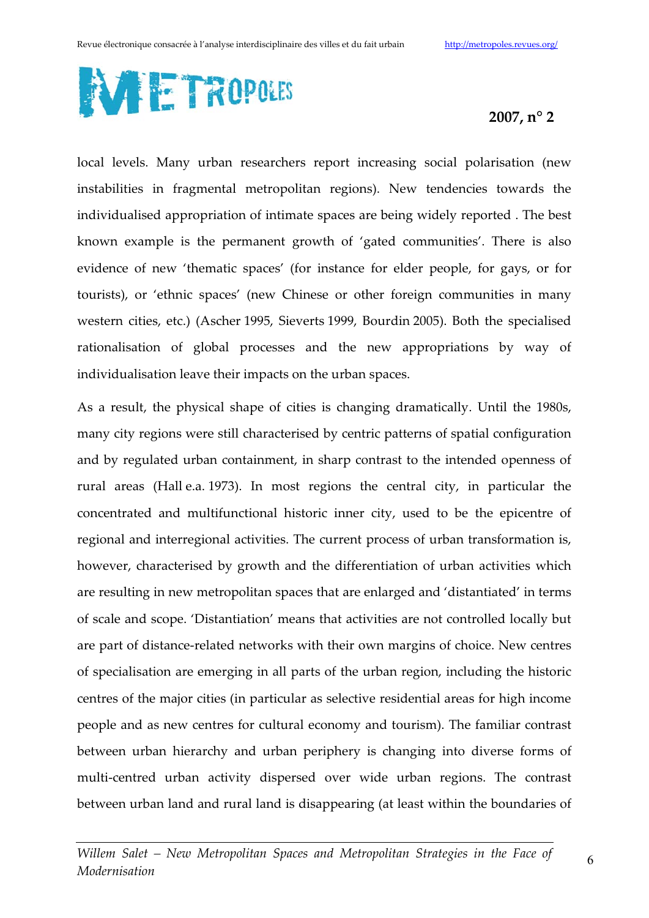local levels. Many urban researchers report increasing social polarisation (new instabilities in fragmental metropolitan regions). New tendencies towards the individualised appropriation of intimate spaces are being widely reported . The best known example is the permanent growth of 'gated communities'. There is also evidence of new 'thematic spaces' (for instance for elder people, for gays, or for tourists), or 'ethnic spaces' (new Chinese or other foreign communities in many western cities, etc.) (Ascher 1995, Sieverts 1999, Bourdin 2005). Both the specialised rationalisation of global processes and the new appropriations by way of individualisation leave their impacts on the urban spaces.

As a result, the physical shape of cities is changing dramatically. Until the 1980s, many city regions were still characterised by centric patterns of spatial configuration and by regulated urban containment, in sharp contrast to the intended openness of rural areas (Hall e.a. 1973). In most regions the central city, in particular the concentrated and multifunctional historic inner city, used to be the epicentre of regional and interregional activities. The current process of urban transformation is, however, characterised by growth and the differentiation of urban activities which are resulting in new metropolitan spaces that are enlarged and 'distantiated' in terms of scale and scope. 'Distantiation' means that activities are not controlled locally but are part of distance-related networks with their own margins of choice. New centres of specialisation are emerging in all parts of the urban region, including the historic centres of the major cities (in particular as selective residential areas for high income people and as new centres for cultural economy and tourism). The familiar contrast between urban hierarchy and urban periphery is changing into diverse forms of multi-centred urban activity dispersed over wide urban regions. The contrast between urban land and rural land is disappearing (at least within the boundaries of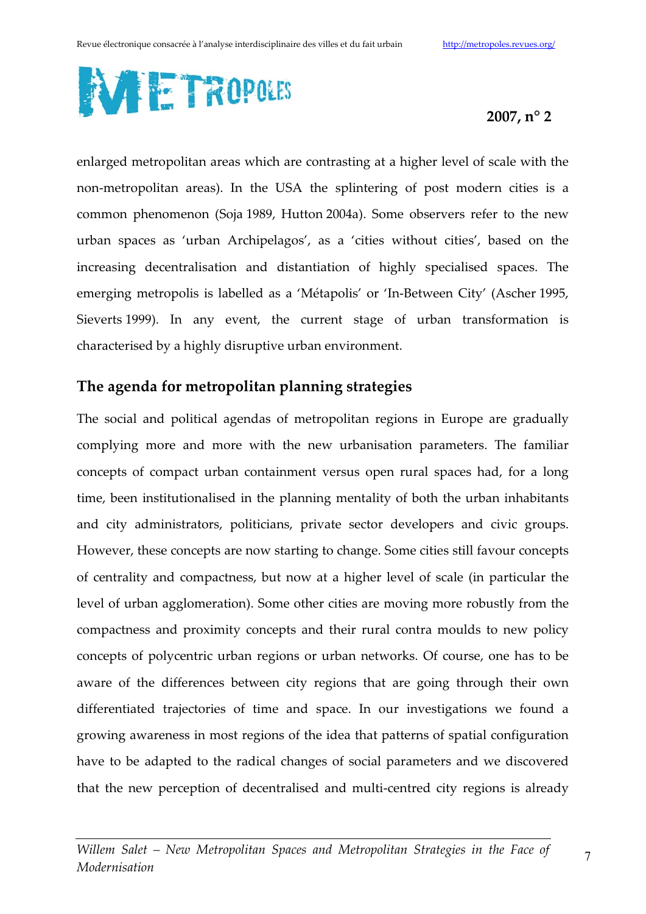enlarged metropolitan areas which are contrasting at a higher level of scale with the non-metropolitan areas). In the USA the splintering of post modern cities is a common phenomenon (Soja 1989, Hutton 2004a). Some observers refer to the new urban spaces as 'urban Archipelagos', as a 'cities without cities', based on the increasing decentralisation and distantiation of highly specialised spaces. The emerging metropolis is labelled as a 'Métapolis' or 'In-Between City' (Ascher 1995, Sieverts 1999). In any event, the current stage of urban transformation is characterised by a highly disruptive urban environment.

## The agenda for metropolitan planning strategies

The social and political agendas of metropolitan regions in Europe are gradually complying more and more with the new urbanisation parameters. The familiar concepts of compact urban containment versus open rural spaces had, for a long time, been institutionalised in the planning mentality of both the urban inhabitants and city administrators, politicians, private sector developers and civic groups. However, these concepts are now starting to change. Some cities still favour concepts of centrality and compactness, but now at a higher level of scale (in particular the level of urban agglomeration). Some other cities are moving more robustly from the compactness and proximity concepts and their rural contra moulds to new policy concepts of polycentric urban regions or urban networks. Of course, one has to be aware of the differences between city regions that are going through their own differentiated trajectories of time and space. In our investigations we found a growing awareness in most regions of the idea that patterns of spatial configuration have to be adapted to the radical changes of social parameters and we discovered that the new perception of decentralised and multi-centred city regions is already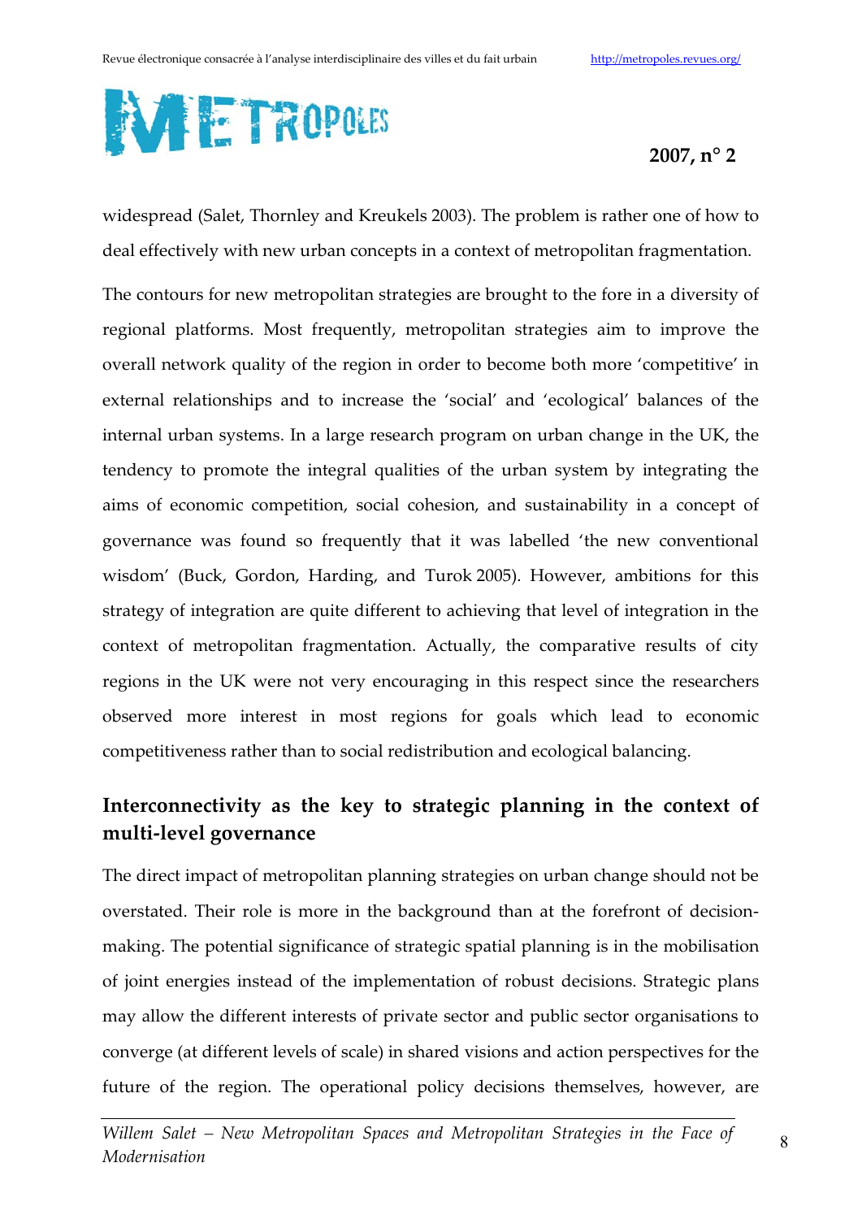widespread (Salet, Thornley and Kreukels 2003). The problem is rather one of how to deal effectively with new urban concepts in a context of metropolitan fragmentation.

The contours for new metropolitan strategies are brought to the fore in a diversity of regional platforms. Most frequently, metropolitan strategies aim to improve the overall network quality of the region in order to become both more 'competitive' in external relationships and to increase the 'social' and 'ecological' balances of the internal urban systems. In a large research program on urban change in the UK, the tendency to promote the integral qualities of the urban system by integrating the aims of economic competition, social cohesion, and sustainability in a concept of governance was found so frequently that it was labelled 'the new conventional wisdom' (Buck, Gordon, Harding, and Turok 2005). However, ambitions for this strategy of integration are quite different to achieving that level of integration in the context of metropolitan fragmentation. Actually, the comparative results of city regions in the UK were not very encouraging in this respect since the researchers observed more interest in most regions for goals which lead to economic competitiveness rather than to social redistribution and ecological balancing.

## Interconnectivity as the key to strategic planning in the context of multi-level governance

The direct impact of metropolitan planning strategies on urban change should not be overstated. Their role is more in the background than at the forefront of decision-making. The potential significance of strategic spatial planning is in the mobilisation of joint energies instead of the implementation of robust decisions. Strategic plans may allow the different interests of private sector and public sector organisations to converge (at different levels of scale) in shared visions and action perspectives for the future of the region. The operational policy decisions themselves, however, are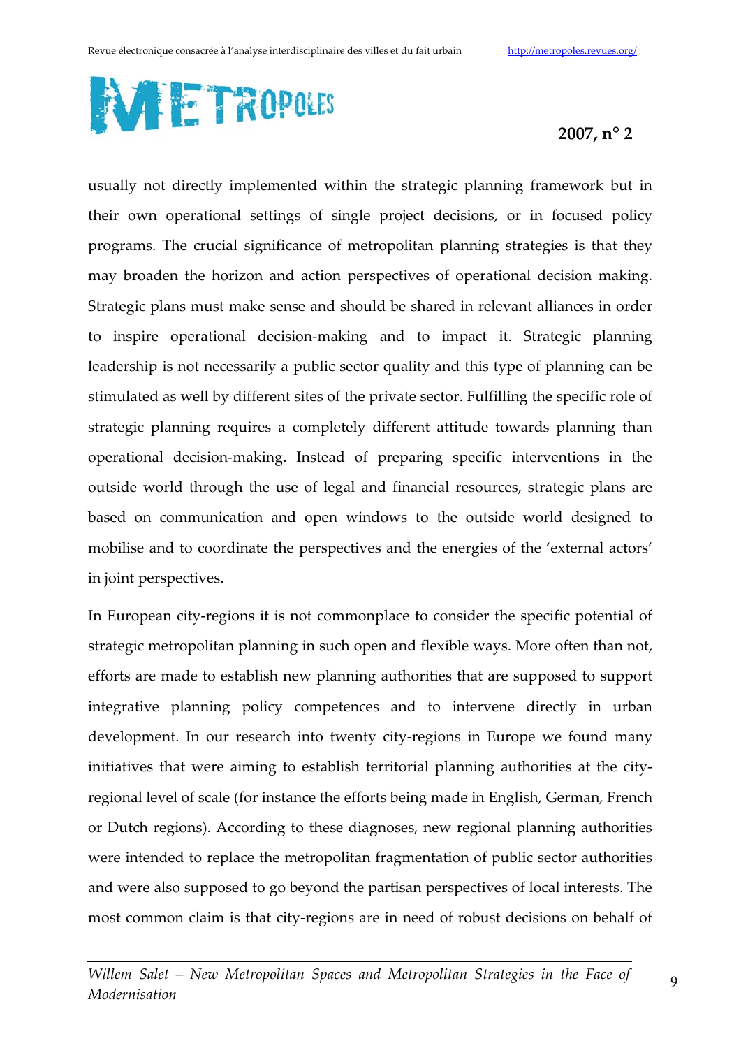usually not directly implemented within the strategic planning framework but in their own operational settings of single project decisions, or in focused policy programs. The crucial significance of metropolitan planning strategies is that they may broaden the horizon and action perspectives of operational decision making. Strategic plans must make sense and should be shared in relevant alliances in order to inspire operational decision-making and to impact it. Strategic planning leadership is not necessarily a public sector quality and this type of planning can be stimulated as well by different sites of the private sector. Fulfilling the specific role of strategic planning requires a completely different attitude towards planning than operational decision-making. Instead of preparing specific interventions in the outside world through the use of legal and financial resources, strategic plans are based on communication and open windows to the outside world designed to mobilise and to coordinate the perspectives and the energies of the 'external actors' in joint perspectives.

In European city-regions it is not commonplace to consider the specific potential of strategic metropolitan planning in such open and flexible ways. More often than not, efforts are made to establish new planning authorities that are supposed to support integrative planning policy competences and to intervene directly in urban development. In our research into twenty city-regions in Europe we found many initiatives that were aiming to establish territorial planning authorities at the city-regional level of scale (for instance the efforts being made in English, German, French or Dutch regions). According to these diagnoses, new regional planning authorities were intended to replace the metropolitan fragmentation of public sector authorities and were also supposed to go beyond the partisan perspectives of local interests. The most common claim is that city-regions are in need of robust decisions on behalf of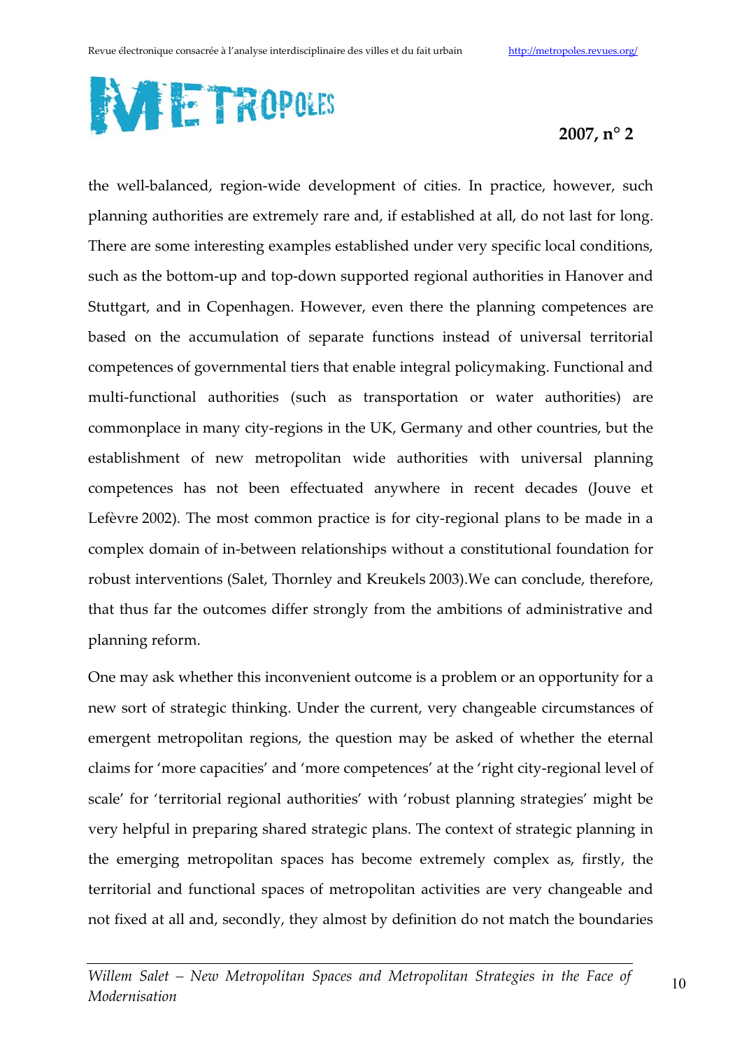the well-balanced, region-wide development of cities. In practice, however, such planning authorities are extremely rare and, if established at all, do not last for long. There are some interesting examples established under very specific local conditions, such as the bottom-up and top-down supported regional authorities in Hanover and Stuttgart, and in Copenhagen. However, even there the planning competences are based on the accumulation of separate functions instead of universal territorial competences of governmental tiers that enable integral policymaking. Functional and multi-functional authorities (such as transportation or water authorities) are commonplace in many city-regions in the UK, Germany and other countries, but the establishment of new metropolitan wide authorities with universal planning competences has not been effectuated anywhere in recent decades (Jouve et Lefèvre 2002). The most common practice is for city-regional plans to be made in a complex domain of in-between relationships without a constitutional foundation for robust interventions (Salet, Thornley and Kreukels 2003).We can conclude, therefore, that thus far the outcomes differ strongly from the ambitions of administrative and planning reform.

One may ask whether this inconvenient outcome is a problem or an opportunity for a new sort of strategic thinking. Under the current, very changeable circumstances of emergent metropolitan regions, the question may be asked of whether the eternal claims for 'more capacities' and 'more competences' at the 'right city-regional level of scale' for 'territorial regional authorities' with 'robust planning strategies' might be very helpful in preparing shared strategic plans. The context of strategic planning in the emerging metropolitan spaces has become extremely complex as, firstly, the territorial and functional spaces of metropolitan activities are very changeable and not fixed at all and, secondly, they almost by definition do not match the boundaries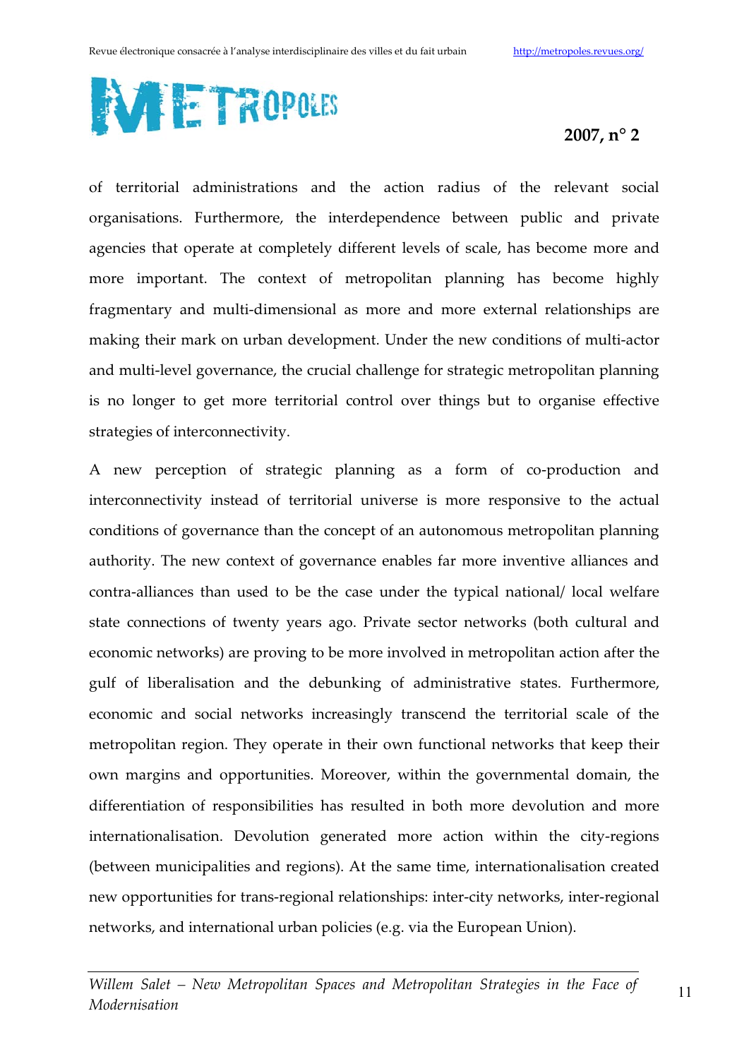of territorial administrations and the action radius of the relevant social organisations. Furthermore, the interdependence between public and private agencies that operate at completely different levels of scale, has become more and more important. The context of metropolitan planning has become highly fragmentary and multi-dimensional as more and more external relationships are making their mark on urban development. Under the new conditions of multi-actor and multi-level governance, the crucial challenge for strategic metropolitan planning is no longer to get more territorial control over things but to organise effective strategies of interconnectivity.

A new perception of strategic planning as a form of co-production and interconnectivity instead of territorial universe is more responsive to the actual conditions of governance than the concept of an autonomous metropolitan planning authority. The new context of governance enables far more inventive alliances and contra-alliances than used to be the case under the typical national/ local welfare state connections of twenty years ago. Private sector networks (both cultural and economic networks) are proving to be more involved in metropolitan action after the gulf of liberalisation and the debunking of administrative states. Furthermore, economic and social networks increasingly transcend the territorial scale of the metropolitan region. They operate in their own functional networks that keep their own margins and opportunities. Moreover, within the governmental domain, the differentiation of responsibilities has resulted in both more devolution and more internationalisation. Devolution generated more action within the city-regions (between municipalities and regions). At the same time, internationalisation created new opportunities for trans-regional relationships: inter-city networks, inter-regional networks, and international urban policies (e.g. via the European Union).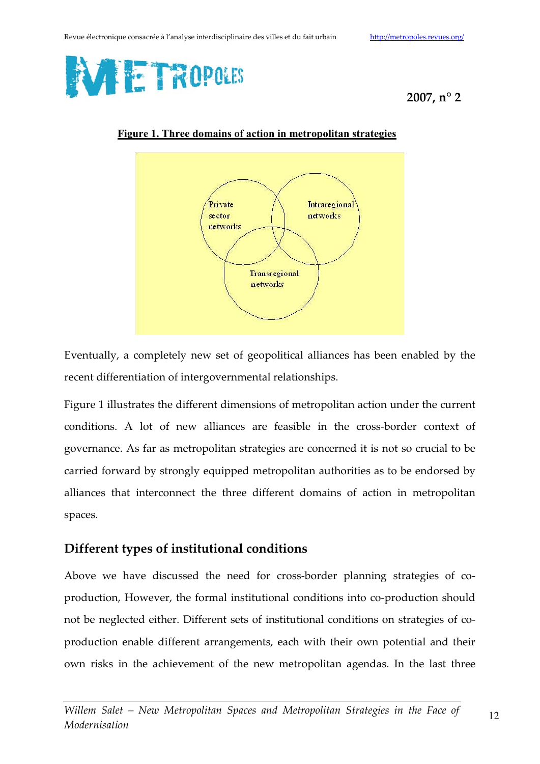**Figure 1. Three domains of action in metropolitan strategies**

Private sector networks

Intraregional networks

Transregional networks

Eventually, a completely new set of geopolitical alliances has been enabled by the recent differentiation of intergovernmental relationships.

Figure 1 illustrates the different dimensions of metropolitan action under the current conditions. A lot of new alliances are feasible in the cross-border context of governance. As far as metropolitan strategies are concerned it is not so crucial to be carried forward by strongly equipped metropolitan authorities as to be endorsed by alliances that interconnect the three different domains of action in metropolitan spaces.

## Different types of institutional conditions

Above we have discussed the need for cross-border planning strategies of co-production, However, the formal institutional conditions into co-production should not be neglected either. Different sets of institutional conditions on strategies of co-production enable different arrangements, each with their own potential and their own risks in the achievement of the new metropolitan agendas. In the last three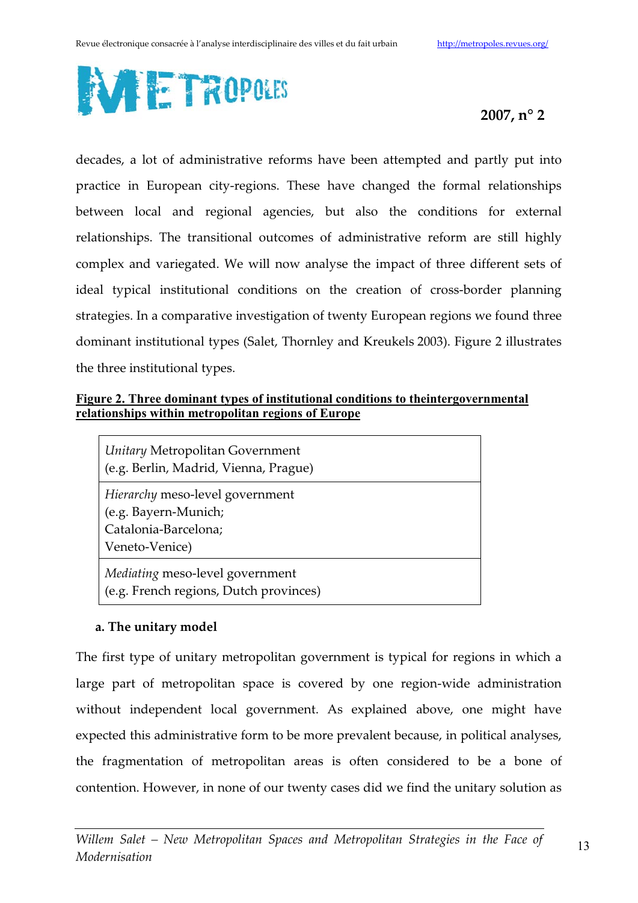decades, a lot of administrative reforms have been attempted and partly put into practice in European city-regions. These have changed the formal relationships between local and regional agencies, but also the conditions for external relationships. The transitional outcomes of administrative reform are still highly complex and variegated. We will now analyse the impact of three different sets of ideal typical institutional conditions on the creation of cross-border planning strategies. In a comparative investigation of twenty European regions we found three dominant institutional types (Salet, Thornley and Kreukels 2003). Figure 2 illustrates the three institutional types.

**Figure 2. Three dominant types of institutional conditions to theintergovernmental relationships within metropolitan regions of Europe**

| |
|---|
| *Unitary* Metropolitan Government<br>(e.g. Berlin, Madrid, Vienna, Prague) |
| *Hierarchy* meso-level government<br>(e.g. Bayern-Munich;<br>Catalonia-Barcelona;<br>Veneto-Venice) |
| *Mediating* meso-level government<br>(e.g. French regions, Dutch provinces) |

**a. The unitary model**

The first type of unitary metropolitan government is typical for regions in which a large part of metropolitan space is covered by one region-wide administration without independent local government. As explained above, one might have expected this administrative form to be more prevalent because, in political analyses, the fragmentation of metropolitan areas is often considered to be a bone of contention. However, in none of our twenty cases did we find the unitary solution as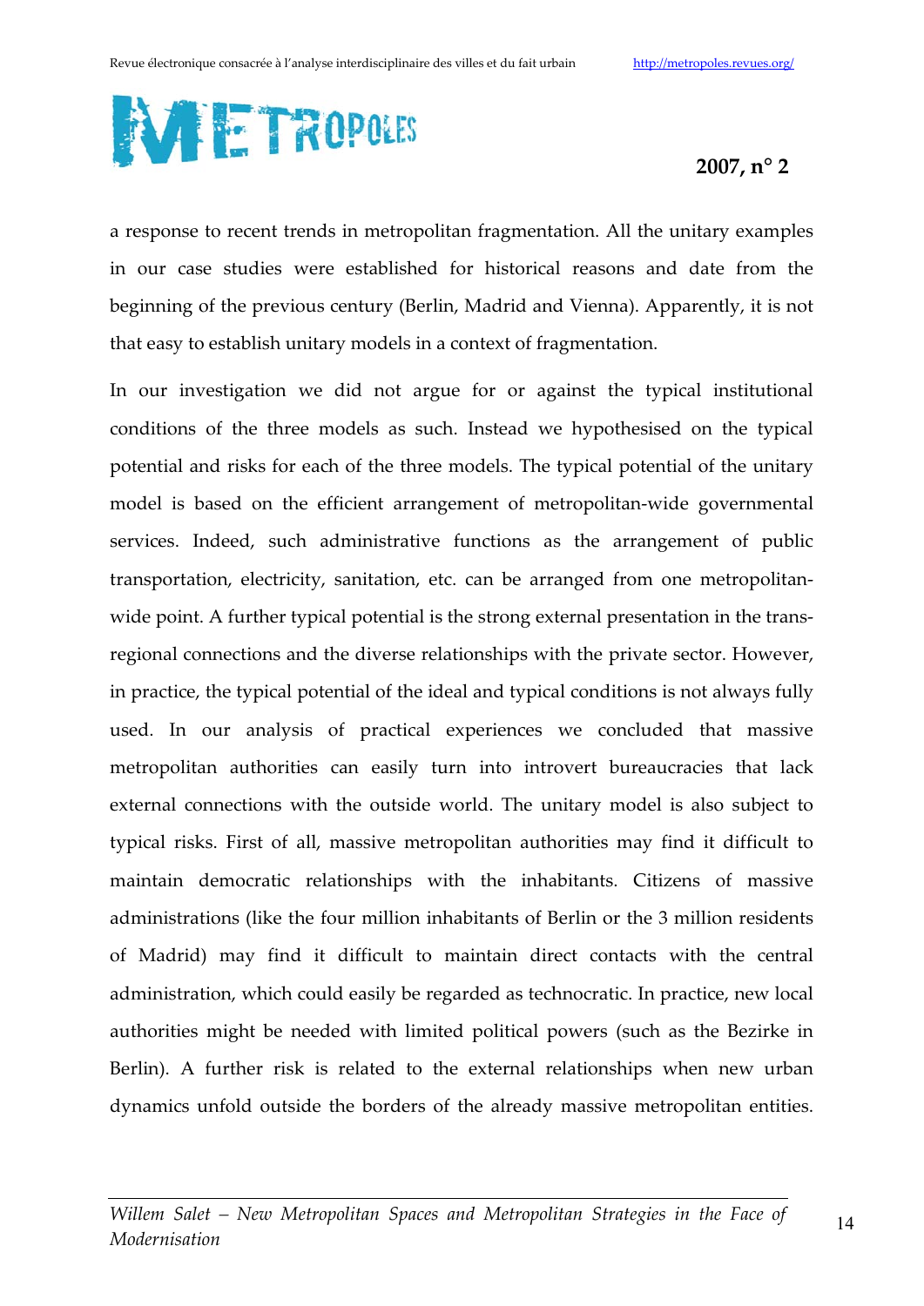a response to recent trends in metropolitan fragmentation. All the unitary examples in our case studies were established for historical reasons and date from the beginning of the previous century (Berlin, Madrid and Vienna). Apparently, it is not that easy to establish unitary models in a context of fragmentation.

In our investigation we did not argue for or against the typical institutional conditions of the three models as such. Instead we hypothesised on the typical potential and risks for each of the three models. The typical potential of the unitary model is based on the efficient arrangement of metropolitan-wide governmental services. Indeed, such administrative functions as the arrangement of public transportation, electricity, sanitation, etc. can be arranged from one metropolitan-wide point. A further typical potential is the strong external presentation in the trans-regional connections and the diverse relationships with the private sector. However, in practice, the typical potential of the ideal and typical conditions is not always fully used. In our analysis of practical experiences we concluded that massive metropolitan authorities can easily turn into introvert bureaucracies that lack external connections with the outside world. The unitary model is also subject to typical risks. First of all, massive metropolitan authorities may find it difficult to maintain democratic relationships with the inhabitants. Citizens of massive administrations (like the four million inhabitants of Berlin or the 3 million residents of Madrid) may find it difficult to maintain direct contacts with the central administration, which could easily be regarded as technocratic. In practice, new local authorities might be needed with limited political powers (such as the Bezirke in Berlin). A further risk is related to the external relationships when new urban dynamics unfold outside the borders of the already massive metropolitan entities.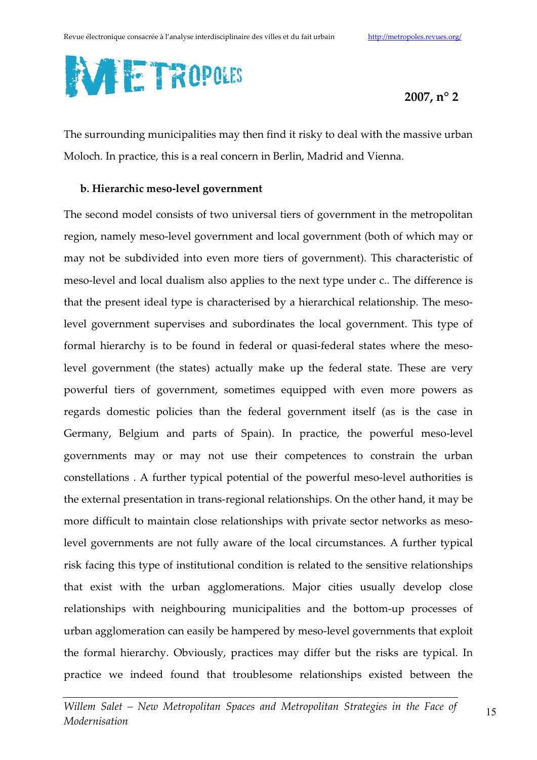The surrounding municipalities may then find it risky to deal with the massive urban Moloch. In practice, this is a real concern in Berlin, Madrid and Vienna.

**b. Hierarchic meso-level government**

The second model consists of two universal tiers of government in the metropolitan region, namely meso-level government and local government (both of which may or may not be subdivided into even more tiers of government). This characteristic of meso-level and local dualism also applies to the next type under c.. The difference is that the present ideal type is characterised by a hierarchical relationship. The meso-level government supervises and subordinates the local government. This type of formal hierarchy is to be found in federal or quasi-federal states where the meso-level government (the states) actually make up the federal state. These are very powerful tiers of government, sometimes equipped with even more powers as regards domestic policies than the federal government itself (as is the case in Germany, Belgium and parts of Spain). In practice, the powerful meso-level governments may or may not use their competences to constrain the urban constellations . A further typical potential of the powerful meso-level authorities is the external presentation in trans-regional relationships. On the other hand, it may be more difficult to maintain close relationships with private sector networks as meso-level governments are not fully aware of the local circumstances. A further typical risk facing this type of institutional condition is related to the sensitive relationships that exist with the urban agglomerations. Major cities usually develop close relationships with neighbouring municipalities and the bottom-up processes of urban agglomeration can easily be hampered by meso-level governments that exploit the formal hierarchy. Obviously, practices may differ but the risks are typical. In practice we indeed found that troublesome relationships existed between the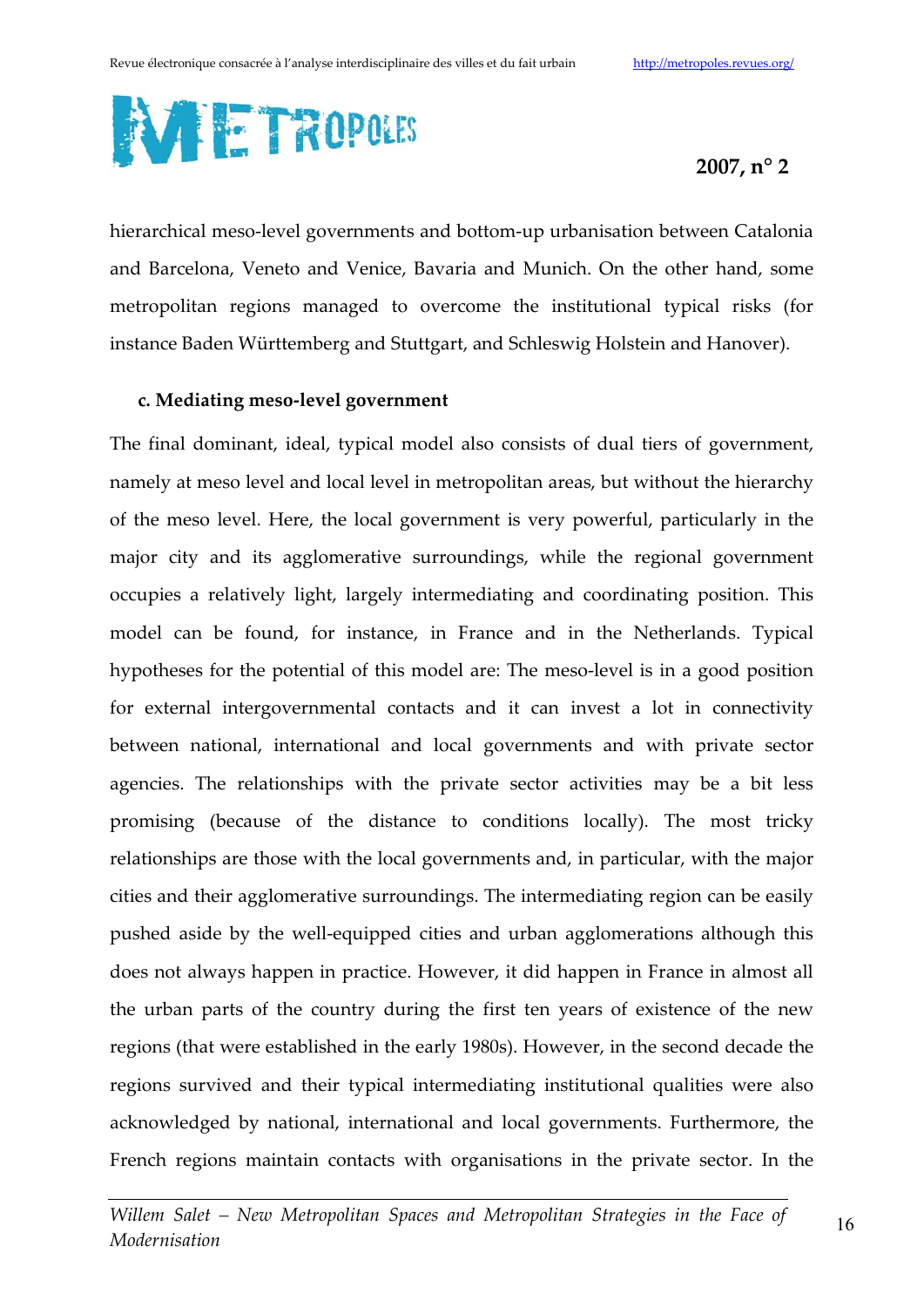hierarchical meso-level governments and bottom-up urbanisation between Catalonia and Barcelona, Veneto and Venice, Bavaria and Munich. On the other hand, some metropolitan regions managed to overcome the institutional typical risks (for instance Baden Württemberg and Stuttgart, and Schleswig Holstein and Hanover).

**c. Mediating meso-level government**

The final dominant, ideal, typical model also consists of dual tiers of government, namely at meso level and local level in metropolitan areas, but without the hierarchy of the meso level. Here, the local government is very powerful, particularly in the major city and its agglomerative surroundings, while the regional government occupies a relatively light, largely intermediating and coordinating position. This model can be found, for instance, in France and in the Netherlands. Typical hypotheses for the potential of this model are: The meso-level is in a good position for external intergovernmental contacts and it can invest a lot in connectivity between national, international and local governments and with private sector agencies. The relationships with the private sector activities may be a bit less promising (because of the distance to conditions locally). The most tricky relationships are those with the local governments and, in particular, with the major cities and their agglomerative surroundings. The intermediating region can be easily pushed aside by the well-equipped cities and urban agglomerations although this does not always happen in practice. However, it did happen in France in almost all the urban parts of the country during the first ten years of existence of the new regions (that were established in the early 1980s). However, in the second decade the regions survived and their typical intermediating institutional qualities were also acknowledged by national, international and local governments. Furthermore, the French regions maintain contacts with organisations in the private sector. In the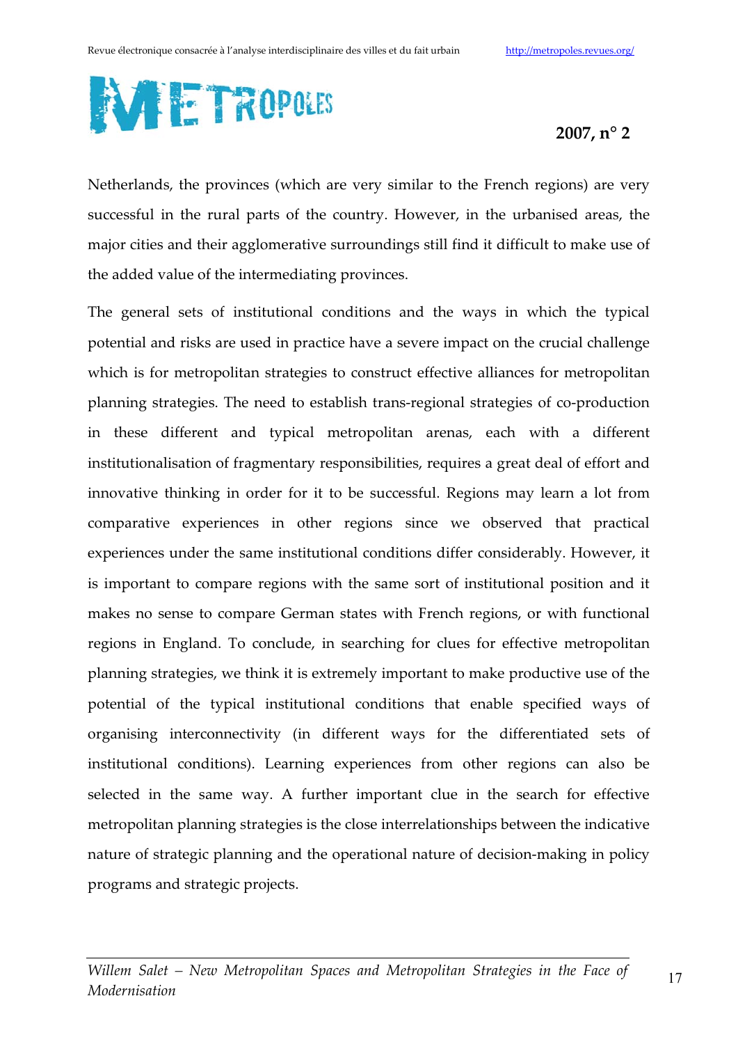Netherlands, the provinces (which are very similar to the French regions) are very successful in the rural parts of the country. However, in the urbanised areas, the major cities and their agglomerative surroundings still find it difficult to make use of the added value of the intermediating provinces.

The general sets of institutional conditions and the ways in which the typical potential and risks are used in practice have a severe impact on the crucial challenge which is for metropolitan strategies to construct effective alliances for metropolitan planning strategies. The need to establish trans-regional strategies of co-production in these different and typical metropolitan arenas, each with a different institutionalisation of fragmentary responsibilities, requires a great deal of effort and innovative thinking in order for it to be successful. Regions may learn a lot from comparative experiences in other regions since we observed that practical experiences under the same institutional conditions differ considerably. However, it is important to compare regions with the same sort of institutional position and it makes no sense to compare German states with French regions, or with functional regions in England. To conclude, in searching for clues for effective metropolitan planning strategies, we think it is extremely important to make productive use of the potential of the typical institutional conditions that enable specified ways of organising interconnectivity (in different ways for the differentiated sets of institutional conditions). Learning experiences from other regions can also be selected in the same way. A further important clue in the search for effective metropolitan planning strategies is the close interrelationships between the indicative nature of strategic planning and the operational nature of decision-making in policy programs and strategic projects.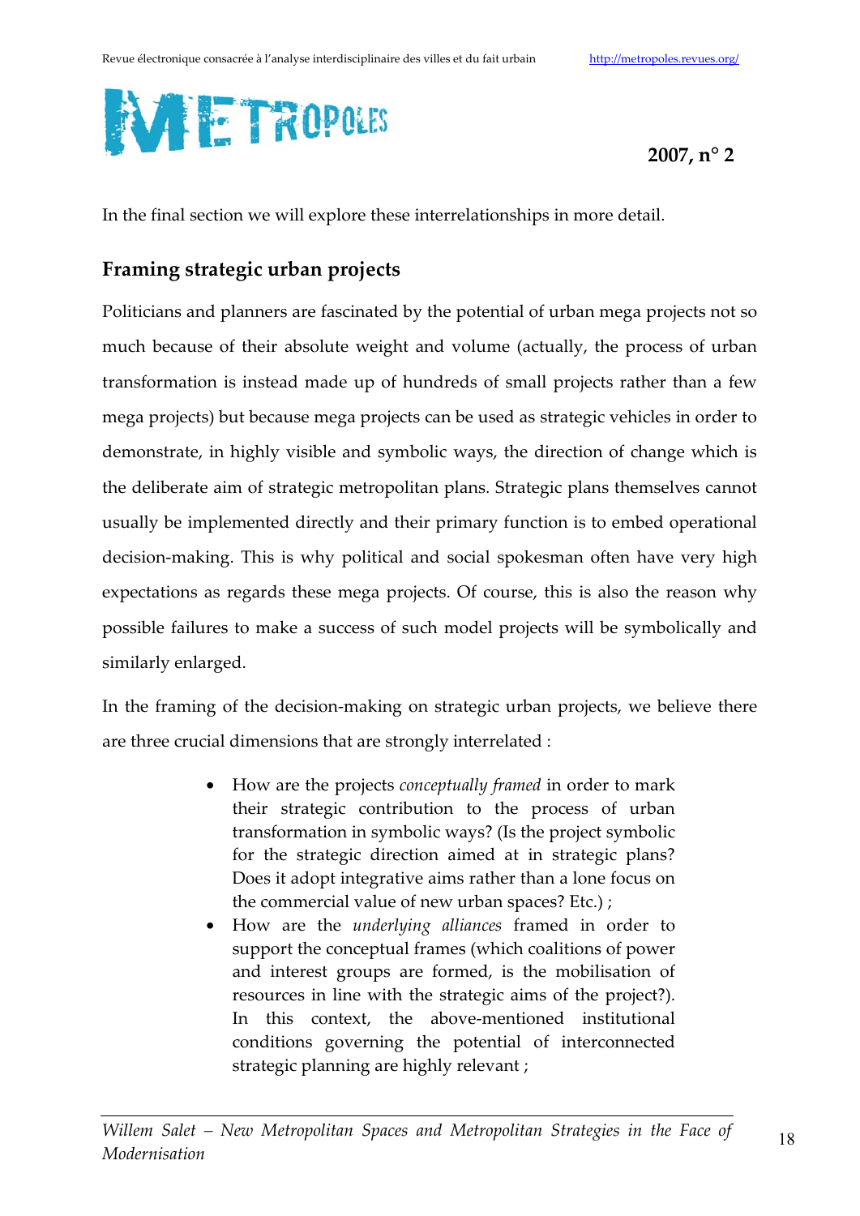In the final section we will explore these interrelationships in more detail.

## Framing strategic urban projects

Politicians and planners are fascinated by the potential of urban mega projects not so much because of their absolute weight and volume (actually, the process of urban transformation is instead made up of hundreds of small projects rather than a few mega projects) but because mega projects can be used as strategic vehicles in order to demonstrate, in highly visible and symbolic ways, the direction of change which is the deliberate aim of strategic metropolitan plans. Strategic plans themselves cannot usually be implemented directly and their primary function is to embed operational decision-making. This is why political and social spokesman often have very high expectations as regards these mega projects. Of course, this is also the reason why possible failures to make a success of such model projects will be symbolically and similarly enlarged.

In the framing of the decision-making on strategic urban projects, we believe there are three crucial dimensions that are strongly interrelated :

- How are the projects *conceptually framed* in order to mark their strategic contribution to the process of urban transformation in symbolic ways? (Is the project symbolic for the strategic direction aimed at in strategic plans? Does it adopt integrative aims rather than a lone focus on the commercial value of new urban spaces? Etc.) ;
- How are the *underlying alliances* framed in order to support the conceptual frames (which coalitions of power and interest groups are formed, is the mobilisation of resources in line with the strategic aims of the project?). In this context, the above-mentioned institutional conditions governing the potential of interconnected strategic planning are highly relevant ;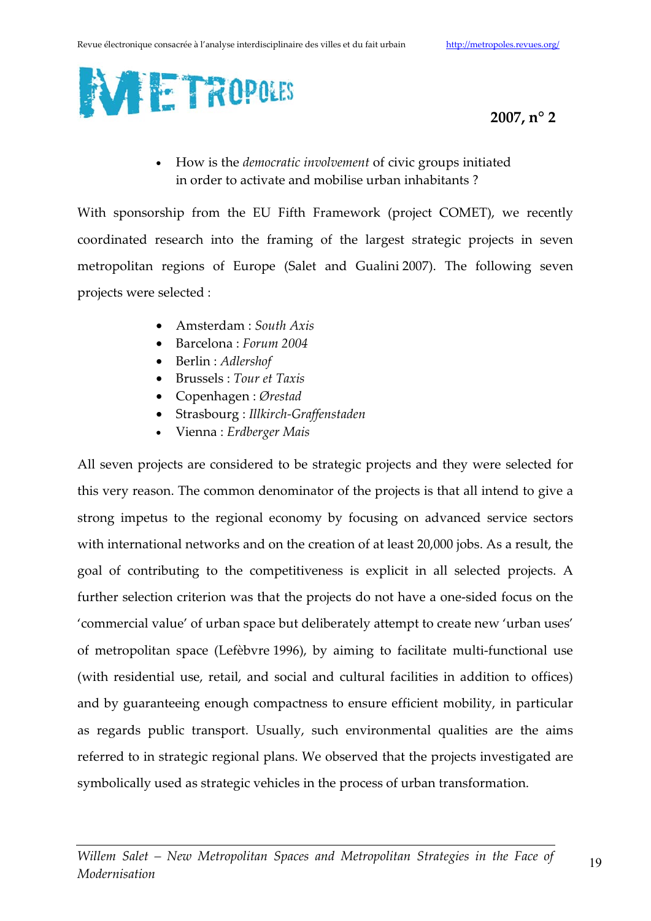- How is the *democratic involvement* of civic groups initiated in order to activate and mobilise urban inhabitants ?

With sponsorship from the EU Fifth Framework (project COMET), we recently coordinated research into the framing of the largest strategic projects in seven metropolitan regions of Europe (Salet and Gualini 2007). The following seven projects were selected :

- Amsterdam : *South Axis*
- Barcelona : *Forum 2004*
- Berlin : *Adlershof*
- Brussels : *Tour et Taxis*
- Copenhagen : *Ørestad*
- Strasbourg : *Illkirch-Graffenstaden*
- Vienna : *Erdberger Mais*

All seven projects are considered to be strategic projects and they were selected for this very reason. The common denominator of the projects is that all intend to give a strong impetus to the regional economy by focusing on advanced service sectors with international networks and on the creation of at least 20,000 jobs. As a result, the goal of contributing to the competitiveness is explicit in all selected projects. A further selection criterion was that the projects do not have a one-sided focus on the 'commercial value' of urban space but deliberately attempt to create new 'urban uses' of metropolitan space (Lefèbvre 1996), by aiming to facilitate multi-functional use (with residential use, retail, and social and cultural facilities in addition to offices) and by guaranteeing enough compactness to ensure efficient mobility, in particular as regards public transport. Usually, such environmental qualities are the aims referred to in strategic regional plans. We observed that the projects investigated are symbolically used as strategic vehicles in the process of urban transformation.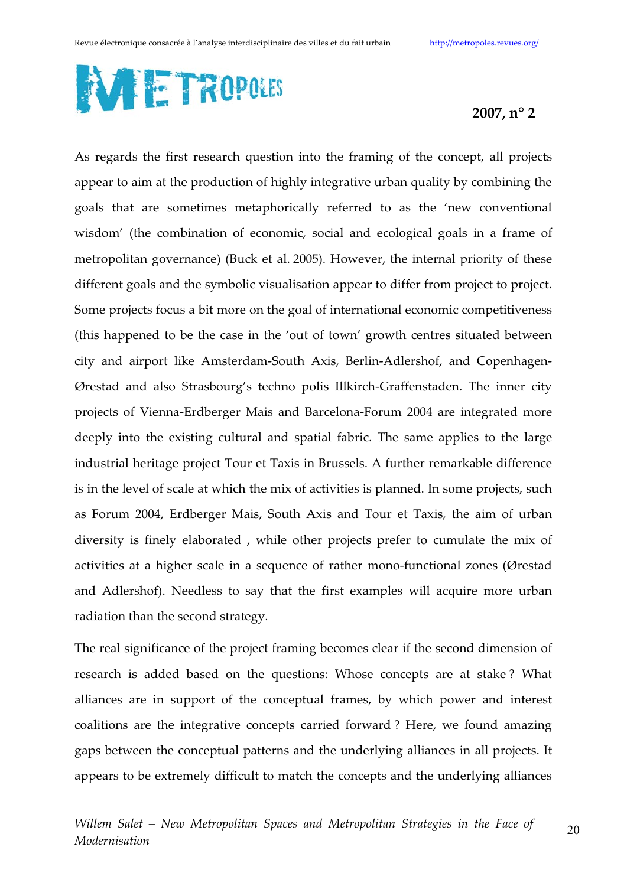As regards the first research question into the framing of the concept, all projects appear to aim at the production of highly integrative urban quality by combining the goals that are sometimes metaphorically referred to as the 'new conventional wisdom' (the combination of economic, social and ecological goals in a frame of metropolitan governance) (Buck et al. 2005). However, the internal priority of these different goals and the symbolic visualisation appear to differ from project to project. Some projects focus a bit more on the goal of international economic competitiveness (this happened to be the case in the 'out of town' growth centres situated between city and airport like Amsterdam-South Axis, Berlin-Adlershof, and Copenhagen-Ørestad and also Strasbourg's techno polis Illkirch-Graffenstaden. The inner city projects of Vienna-Erdberger Mais and Barcelona-Forum 2004 are integrated more deeply into the existing cultural and spatial fabric. The same applies to the large industrial heritage project Tour et Taxis in Brussels. A further remarkable difference is in the level of scale at which the mix of activities is planned. In some projects, such as Forum 2004, Erdberger Mais, South Axis and Tour et Taxis, the aim of urban diversity is finely elaborated , while other projects prefer to cumulate the mix of activities at a higher scale in a sequence of rather mono-functional zones (Ørestad and Adlershof). Needless to say that the first examples will acquire more urban radiation than the second strategy.

The real significance of the project framing becomes clear if the second dimension of research is added based on the questions: Whose concepts are at stake ? What alliances are in support of the conceptual frames, by which power and interest coalitions are the integrative concepts carried forward ? Here, we found amazing gaps between the conceptual patterns and the underlying alliances in all projects. It appears to be extremely difficult to match the concepts and the underlying alliances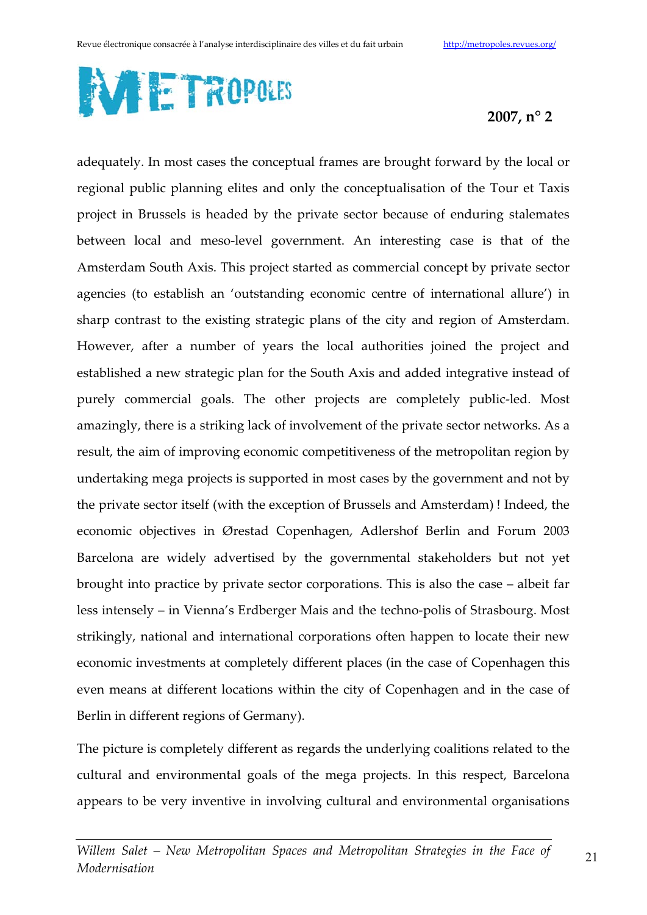adequately. In most cases the conceptual frames are brought forward by the local or regional public planning elites and only the conceptualisation of the Tour et Taxis project in Brussels is headed by the private sector because of enduring stalemates between local and meso-level government. An interesting case is that of the Amsterdam South Axis. This project started as commercial concept by private sector agencies (to establish an 'outstanding economic centre of international allure') in sharp contrast to the existing strategic plans of the city and region of Amsterdam. However, after a number of years the local authorities joined the project and established a new strategic plan for the South Axis and added integrative instead of purely commercial goals. The other projects are completely public-led. Most amazingly, there is a striking lack of involvement of the private sector networks. As a result, the aim of improving economic competitiveness of the metropolitan region by undertaking mega projects is supported in most cases by the government and not by the private sector itself (with the exception of Brussels and Amsterdam) ! Indeed, the economic objectives in Ørestad Copenhagen, Adlershof Berlin and Forum 2003 Barcelona are widely advertised by the governmental stakeholders but not yet brought into practice by private sector corporations. This is also the case – albeit far less intensely – in Vienna's Erdberger Mais and the techno-polis of Strasbourg. Most strikingly, national and international corporations often happen to locate their new economic investments at completely different places (in the case of Copenhagen this even means at different locations within the city of Copenhagen and in the case of Berlin in different regions of Germany).

The picture is completely different as regards the underlying coalitions related to the cultural and environmental goals of the mega projects. In this respect, Barcelona appears to be very inventive in involving cultural and environmental organisations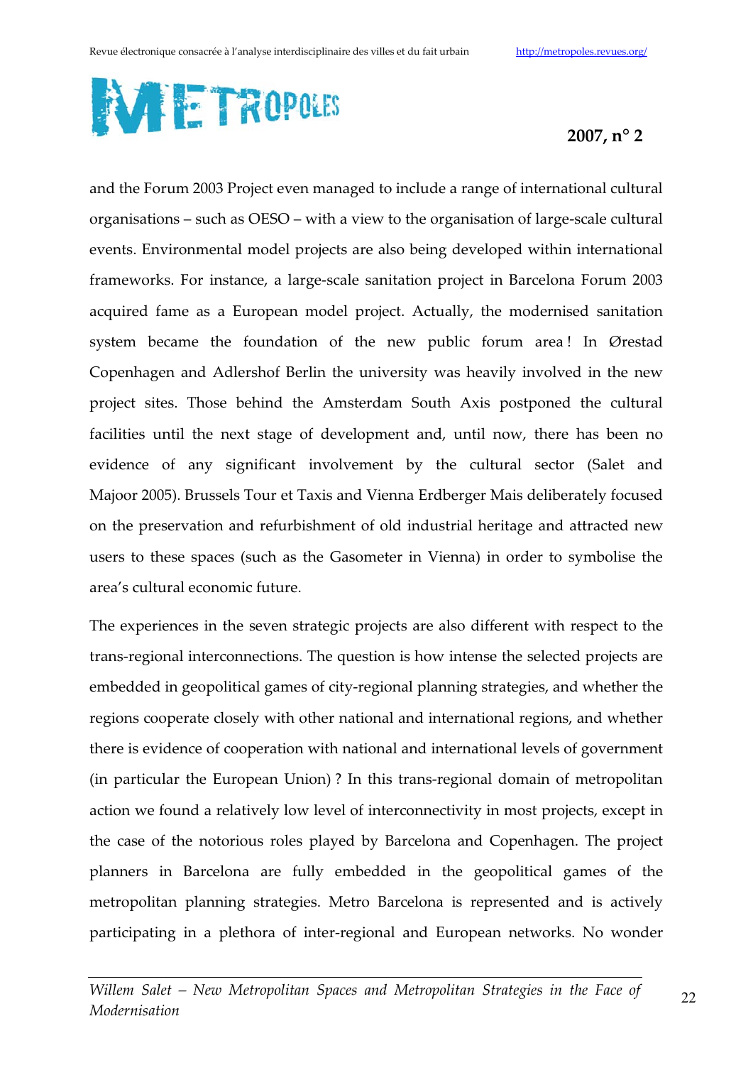and the Forum 2003 Project even managed to include a range of international cultural organisations – such as OESO – with a view to the organisation of large-scale cultural events. Environmental model projects are also being developed within international frameworks. For instance, a large-scale sanitation project in Barcelona Forum 2003 acquired fame as a European model project. Actually, the modernised sanitation system became the foundation of the new public forum area ! In Ørestad Copenhagen and Adlershof Berlin the university was heavily involved in the new project sites. Those behind the Amsterdam South Axis postponed the cultural facilities until the next stage of development and, until now, there has been no evidence of any significant involvement by the cultural sector (Salet and Majoor 2005). Brussels Tour et Taxis and Vienna Erdberger Mais deliberately focused on the preservation and refurbishment of old industrial heritage and attracted new users to these spaces (such as the Gasometer in Vienna) in order to symbolise the area's cultural economic future.

The experiences in the seven strategic projects are also different with respect to the trans-regional interconnections. The question is how intense the selected projects are embedded in geopolitical games of city-regional planning strategies, and whether the regions cooperate closely with other national and international regions, and whether there is evidence of cooperation with national and international levels of government (in particular the European Union) ? In this trans-regional domain of metropolitan action we found a relatively low level of interconnectivity in most projects, except in the case of the notorious roles played by Barcelona and Copenhagen. The project planners in Barcelona are fully embedded in the geopolitical games of the metropolitan planning strategies. Metro Barcelona is represented and is actively participating in a plethora of inter-regional and European networks. No wonder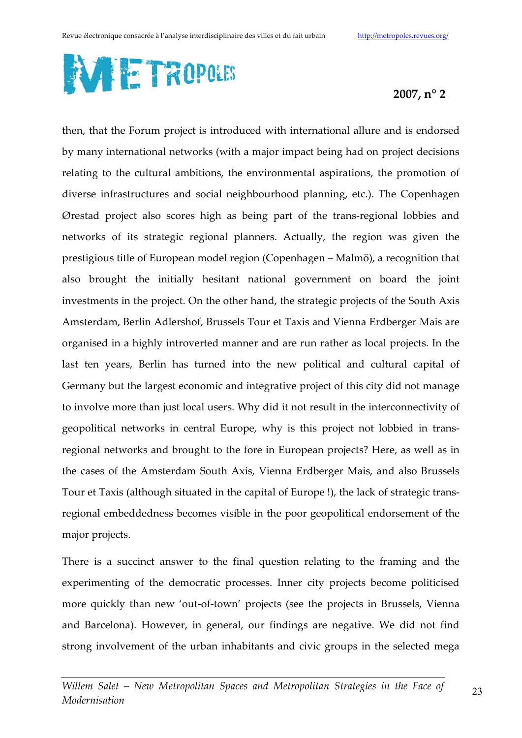then, that the Forum project is introduced with international allure and is endorsed by many international networks (with a major impact being had on project decisions relating to the cultural ambitions, the environmental aspirations, the promotion of diverse infrastructures and social neighbourhood planning, etc.). The Copenhagen Ørestad project also scores high as being part of the trans-regional lobbies and networks of its strategic regional planners. Actually, the region was given the prestigious title of European model region (Copenhagen – Malmö), a recognition that also brought the initially hesitant national government on board the joint investments in the project. On the other hand, the strategic projects of the South Axis Amsterdam, Berlin Adlershof, Brussels Tour et Taxis and Vienna Erdberger Mais are organised in a highly introverted manner and are run rather as local projects. In the last ten years, Berlin has turned into the new political and cultural capital of Germany but the largest economic and integrative project of this city did not manage to involve more than just local users. Why did it not result in the interconnectivity of geopolitical networks in central Europe, why is this project not lobbied in trans-regional networks and brought to the fore in European projects? Here, as well as in the cases of the Amsterdam South Axis, Vienna Erdberger Mais, and also Brussels Tour et Taxis (although situated in the capital of Europe !), the lack of strategic trans-regional embeddedness becomes visible in the poor geopolitical endorsement of the major projects.

There is a succinct answer to the final question relating to the framing and the experimenting of the democratic processes. Inner city projects become politicised more quickly than new 'out-of-town' projects (see the projects in Brussels, Vienna and Barcelona). However, in general, our findings are negative. We did not find strong involvement of the urban inhabitants and civic groups in the selected mega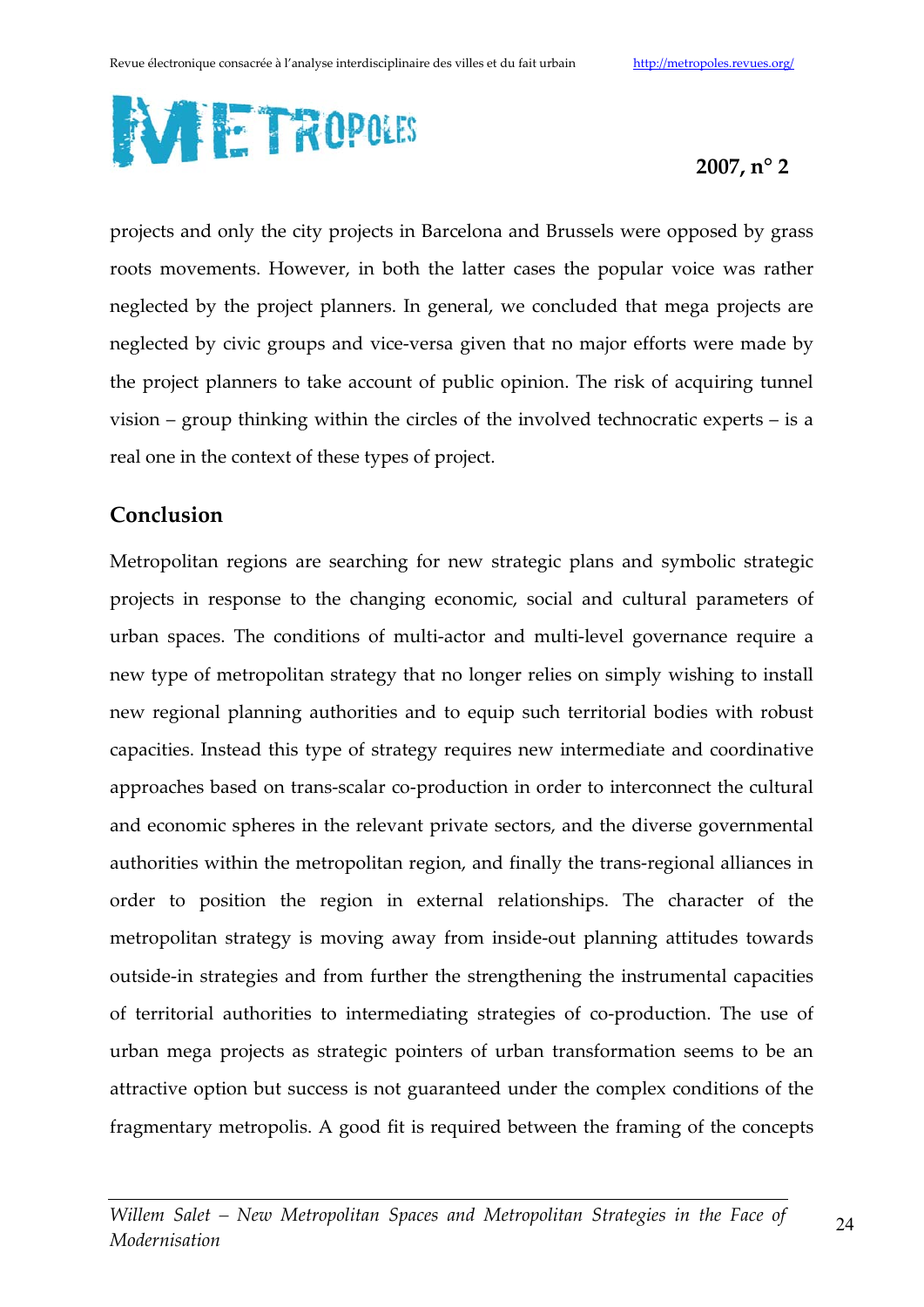projects and only the city projects in Barcelona and Brussels were opposed by grass roots movements. However, in both the latter cases the popular voice was rather neglected by the project planners. In general, we concluded that mega projects are neglected by civic groups and vice-versa given that no major efforts were made by the project planners to take account of public opinion. The risk of acquiring tunnel vision – group thinking within the circles of the involved technocratic experts – is a real one in the context of these types of project.

## Conclusion

Metropolitan regions are searching for new strategic plans and symbolic strategic projects in response to the changing economic, social and cultural parameters of urban spaces. The conditions of multi-actor and multi-level governance require a new type of metropolitan strategy that no longer relies on simply wishing to install new regional planning authorities and to equip such territorial bodies with robust capacities. Instead this type of strategy requires new intermediate and coordinative approaches based on trans-scalar co-production in order to interconnect the cultural and economic spheres in the relevant private sectors, and the diverse governmental authorities within the metropolitan region, and finally the trans-regional alliances in order to position the region in external relationships. The character of the metropolitan strategy is moving away from inside-out planning attitudes towards outside-in strategies and from further the strengthening the instrumental capacities of territorial authorities to intermediating strategies of co-production. The use of urban mega projects as strategic pointers of urban transformation seems to be an attractive option but success is not guaranteed under the complex conditions of the fragmentary metropolis. A good fit is required between the framing of the concepts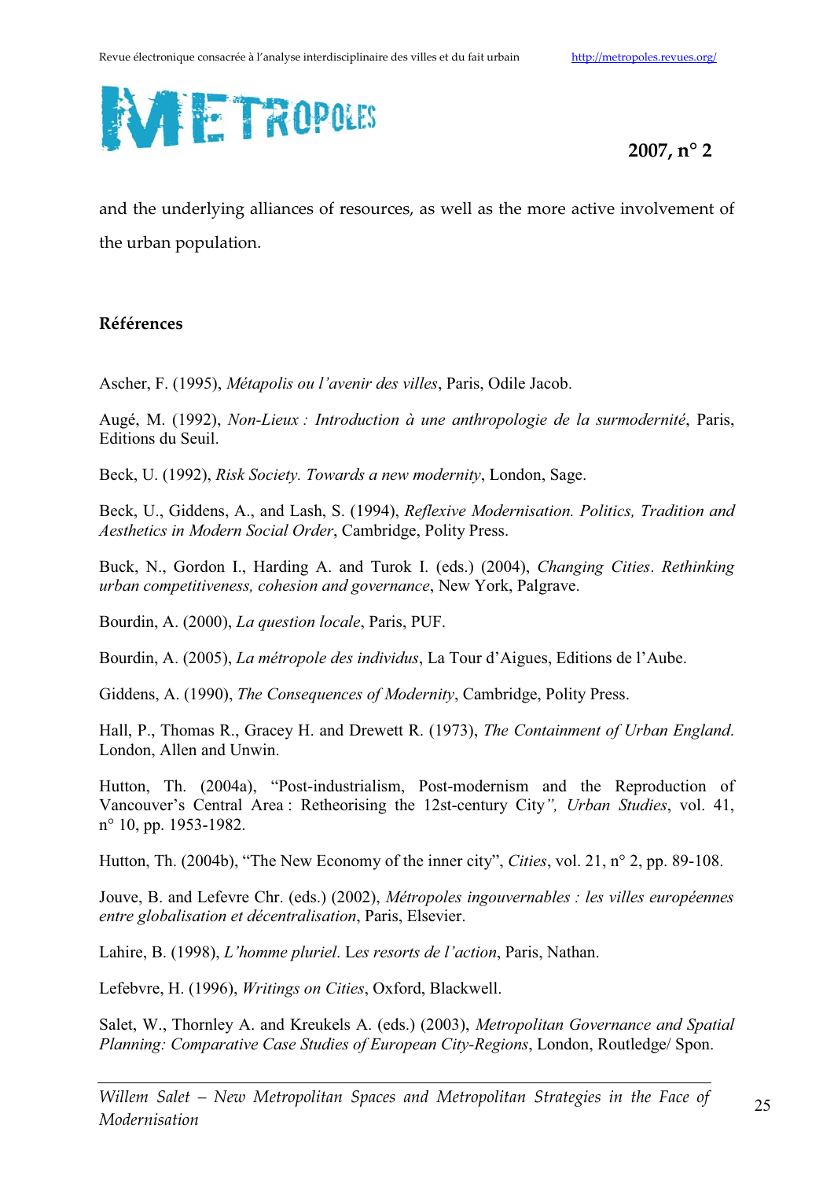and the underlying alliances of resources, as well as the more active involvement of the urban population.

## Références

Ascher, F. (1995), *Métapolis ou l'avenir des villes*, Paris, Odile Jacob.

Augé, M. (1992), *Non-Lieux : Introduction à une anthropologie de la surmodernité*, Paris, Editions du Seuil.

Beck, U. (1992), *Risk Society. Towards a new modernity*, London, Sage.

Beck, U., Giddens, A., and Lash, S. (1994), *Reflexive Modernisation. Politics, Tradition and Aesthetics in Modern Social Order*, Cambridge, Polity Press.

Buck, N., Gordon I., Harding A. and Turok I. (eds.) (2004), *Changing Cities. Rethinking urban competitiveness, cohesion and governance*, New York, Palgrave.

Bourdin, A. (2000), *La question locale*, Paris, PUF.

Bourdin, A. (2005), *La métropole des individus*, La Tour d'Aigues, Editions de l'Aube.

Giddens, A. (1990), *The Consequences of Modernity*, Cambridge, Polity Press.

Hall, P., Thomas R., Gracey H. and Drewett R. (1973), *The Containment of Urban England*. London, Allen and Unwin.

Hutton, Th. (2004a), "Post-industrialism, Post-modernism and the Reproduction of Vancouver's Central Area : Retheorising the 12st-century City", *Urban Studies*, vol. 41, n° 10, pp. 1953-1982.

Hutton, Th. (2004b), "The New Economy of the inner city", *Cities*, vol. 21, n° 2, pp. 89-108.

Jouve, B. and Lefevre Chr. (eds.) (2002), *Métropoles ingouvernables : les villes européennes entre globalisation et décentralisation*, Paris, Elsevier.

Lahire, B. (1998), *L'homme pluriel*. Les *resorts de l'action*, Paris, Nathan.

Lefebvre, H. (1996), *Writings on Cities*, Oxford, Blackwell.

Salet, W., Thornley A. and Kreukels A. (eds.) (2003), *Metropolitan Governance and Spatial Planning: Comparative Case Studies of European City-Regions*, London, Routledge/ Spon.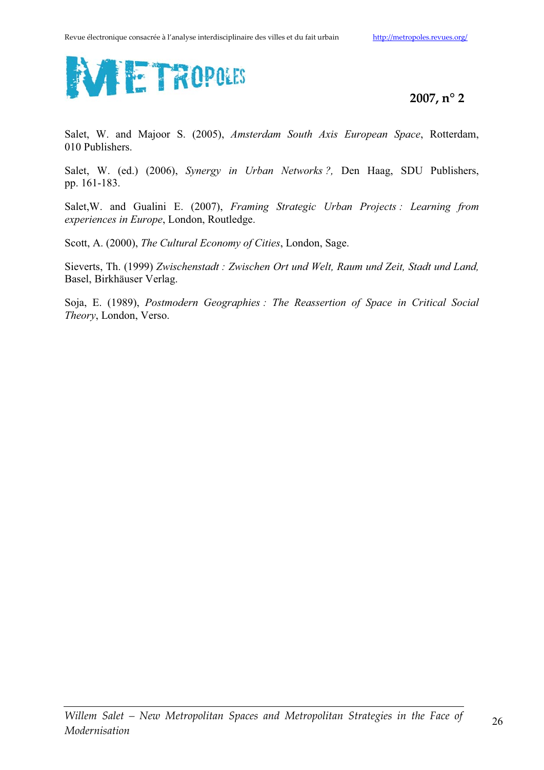Salet, W. and Majoor S. (2005), *Amsterdam South Axis European Space*, Rotterdam, 010 Publishers.

Salet, W. (ed.) (2006), *Synergy in Urban Networks ?,* Den Haag, SDU Publishers, pp. 161-183.

Salet,W. and Gualini E. (2007), *Framing Strategic Urban Projects : Learning from experiences in Europe*, London, Routledge.

Scott, A. (2000), *The Cultural Economy of Cities*, London, Sage.

Sieverts, Th. (1999) *Zwischenstadt : Zwischen Ort und Welt, Raum und Zeit, Stadt und Land,* Basel, Birkhäuser Verlag.

Soja, E. (1989), *Postmodern Geographies : The Reassertion of Space in Critical Social Theory*, London, Verso.